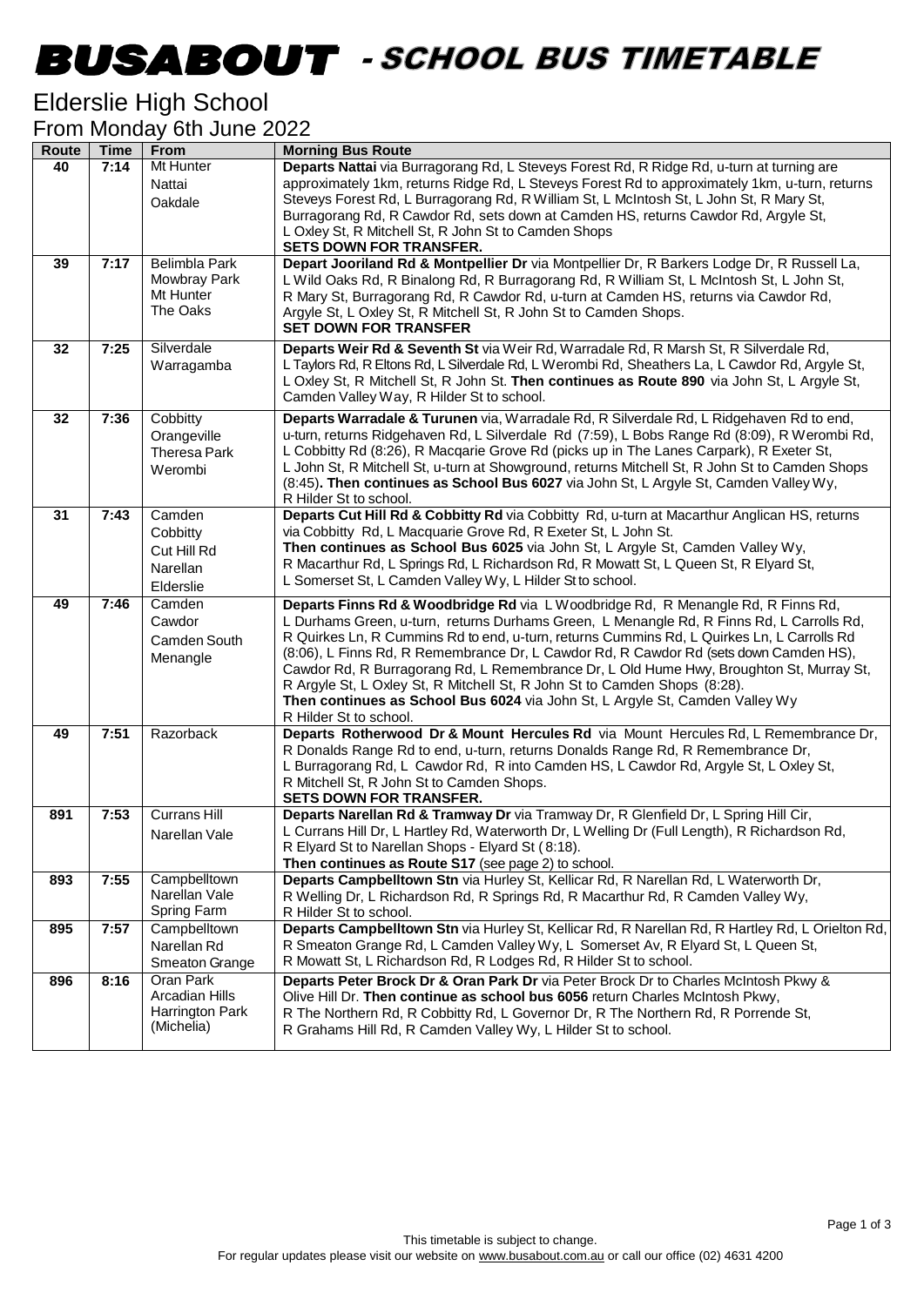# BUSABOUT - SCHOOL BUS TIMETABLE

## Elderslie High School

From Monday 6th June 2022

| Route | Time | From | Morning Bus Route |
|---|---|---|---|
| 40 | 7:14 | Mt Hunter<br>Nattai<br>Oakdale | **Departs Nattai** via Burragorang Rd, L Steveys Forest Rd, R Ridge Rd, u-turn at turning are approximately 1km, returns Ridge Rd, L Steveys Forest Rd to approximately 1km, u-turn, returns Steveys Forest Rd, L Burragorang Rd, R William St, L McIntosh St, L John St, R Mary St, Burragorang Rd, R Cawdor Rd, sets down at Camden HS, returns Cawdor Rd, Argyle St, L Oxley St, R Mitchell St, R John St to Camden Shops<br>**SETS DOWN FOR TRANSFER.** |
| 39 | 7:17 | Belimbla Park<br>Mowbray Park<br>Mt Hunter<br>The Oaks | **Depart Jooriland Rd & Montpellier Dr** via Montpellier Dr, R Barkers Lodge Dr, R Russell La, L Wild Oaks Rd, R Binalong Rd, R Burragorang Rd, R William St, L McIntosh St, L John St, R Mary St, Burragorang Rd, R Cawdor Rd, u-turn at Camden HS, returns via Cawdor Rd, Argyle St, L Oxley St, R Mitchell St, R John St to Camden Shops.<br>**SET DOWN FOR TRANSFER** |
| 32 | 7:25 | Silverdale<br>Warragamba | **Departs Weir Rd & Seventh St** via Weir Rd, Warradale Rd, R Marsh St, R Silverdale Rd, L Taylors Rd, R Eltons Rd, L Silverdale Rd, L Werombi Rd, Sheathers La, L Cawdor Rd, Argyle St, L Oxley St, R Mitchell St, R John St. **Then continues as Route 890** via John St, L Argyle St, Camden Valley Way, R Hilder St to school. |
| 32 | 7:36 | Cobbitty<br>Orangeville<br>Theresa Park<br>Werombi | **Departs Warradale & Turunen** via, Warradale Rd, R Silverdale Rd, L Ridgehaven Rd to end, u-turn, returns Ridgehaven Rd, L Silverdale Rd (7:59), L Bobs Range Rd (8:09), R Werombi Rd, L Cobbitty Rd (8:26), R Macqarie Grove Rd (picks up in The Lanes Carpark), R Exeter St, L John St, R Mitchell St, u-turn at Showground, returns Mitchell St, R John St to Camden Shops (8:45)**. Then continues as School Bus 6027** via John St, L Argyle St, Camden Valley Wy, R Hilder St to school. |
| 31 | 7:43 | Camden<br>Cobbitty<br>Cut Hill Rd<br>Narellan<br>Elderslie | **Departs Cut Hill Rd & Cobbitty Rd** via Cobbitty Rd, u-turn at Macarthur Anglican HS, returns via Cobbitty Rd, L Macquarie Grove Rd, R Exeter St, L John St.<br>**Then continues as School Bus 6025** via John St, L Argyle St, Camden Valley Wy, R Macarthur Rd, L Springs Rd, L Richardson Rd, R Mowatt St, L Queen St, R Elyard St, L Somerset St, L Camden Valley Wy, L Hilder St to school. |
| 49 | 7:46 | Camden<br>Cawdor<br>Camden South<br>Menangle | **Departs Finns Rd & Woodbridge Rd** via L Woodbridge Rd, R Menangle Rd, R Finns Rd, L Durhams Green, u-turn, returns Durhams Green, L Menangle Rd, R Finns Rd, L Carrolls Rd, R Quirkes Ln, R Cummins Rd to end, u-turn, returns Cummins Rd, L Quirkes Ln, L Carrolls Rd (8:06), L Finns Rd, R Remembrance Dr, L Cawdor Rd, R Cawdor Rd (sets down Camden HS), Cawdor Rd, R Burragorang Rd, L Remembrance Dr, L Old Hume Hwy, Broughton St, Murray St, R Argyle St, L Oxley St, R Mitchell St, R John St to Camden Shops (8:28).<br>**Then continues as School Bus 6024** via John St, L Argyle St, Camden Valley Wy R Hilder St to school. |
| 49 | 7:51 | Razorback | **Departs Rotherwood Dr & Mount Hercules Rd** via Mount Hercules Rd, L Remembrance Dr, R Donalds Range Rd to end, u-turn, returns Donalds Range Rd, R Remembrance Dr, L Burragorang Rd, L Cawdor Rd, R into Camden HS, L Cawdor Rd, Argyle St, L Oxley St, R Mitchell St, R John St to Camden Shops.<br>**SETS DOWN FOR TRANSFER.** |
| 891 | 7:53 | Currans Hill<br>Narellan Vale | **Departs Narellan Rd & Tramway Dr** via Tramway Dr, R Glenfield Dr, L Spring Hill Cir, L Currans Hill Dr, L Hartley Rd, Waterworth Dr, L Welling Dr (Full Length), R Richardson Rd, R Elyard St to Narellan Shops - Elyard St (8:18).<br>**Then continues as Route S17** (see page 2) to school. |
| 893 | 7:55 | Campbelltown<br>Narellan Vale<br>Spring Farm | **Departs Campbelltown Stn** via Hurley St, Kellicar Rd, R Narellan Rd, L Waterworth Dr, R Welling Dr, L Richardson Rd, R Springs Rd, R Macarthur Rd, R Camden Valley Wy, R Hilder St to school. |
| 895 | 7:57 | Campbelltown<br>Narellan Rd<br>Smeaton Grange | **Departs Campbelltown Stn** via Hurley St, Kellicar Rd, R Narellan Rd, R Hartley Rd, L Orielton Rd, R Smeaton Grange Rd, L Camden Valley Wy, L Somerset Av, R Elyard St, L Queen St, R Mowatt St, L Richardson Rd, R Lodges Rd, R Hilder St to school. |
| 896 | 8:16 | Oran Park<br>Arcadian Hills<br>Harrington Park<br>(Michelia) | **Departs Peter Brock Dr & Oran Park Dr** via Peter Brock Dr to Charles McIntosh Pkwy & Olive Hill Dr. **Then continue as school bus 6056** return Charles McIntosh Pkwy, R The Northern Rd, R Cobbitty Rd, L Governor Dr, R The Northern Rd, R Porrende St, R Grahams Hill Rd, R Camden Valley Wy, L Hilder St to school. |

This timetable is subject to change.
For regular updates please visit our website on www.busabout.com.au or call our office (02) 4631 4200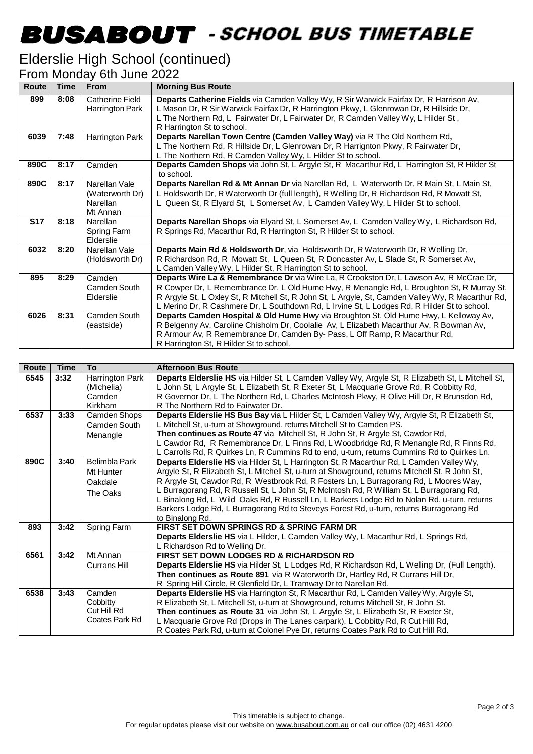# BUSABOUT - SCHOOL BUS TIMETABLE

## Elderslie High School (continued)

### From Monday 6th June 2022

| Route | Time | From | Morning Bus Route |
|---|---|---|---|
| 899 | 8:08 | Catherine Field<br>Harrington Park | **Departs Catherine Fields** via Camden Valley Wy, R Sir Warwick Fairfax Dr, R Harrison Av, L Mason Dr, R Sir Warwick Fairfax Dr, R Harrington Pkwy, L Glenrowan Dr, R Hillside Dr, L The Northern Rd, L Fairwater Dr, L Fairwater Dr, R Camden Valley Wy, L Hilder St , R Harrington St to school. |
| 6039 | 7:48 | Harrington Park | **Departs Narellan Town Centre (Camden Valley Way)** via R The Old Northern Rd**,** L The Northern Rd, R Hillside Dr, L Glenrowan Dr, R Harrignton Pkwy, R Fairwater Dr, L The Northern Rd, R Camden Valley Wy, L Hilder St to school. |
| 890C | 8:17 | Camden | **Departs Camden Shops** via John St, L Argyle St, R Macarthur Rd, L Harrington St, R Hilder St to school. |
| 890C | 8:17 | Narellan Vale<br>(Waterworth Dr)<br>Narellan<br>Mt Annan | **Departs Narellan Rd & Mt Annan Dr** via Narellan Rd, L Waterworth Dr, R Main St, L Main St, L Holdsworth Dr, R Waterworth Dr (full length), R Welling Dr, R Richardson Rd, R Mowatt St, L Queen St, R Elyard St, L Somerset Av, L Camden Valley Wy, L Hilder St to school. |
| S17 | 8:18 | Narellan<br>Spring Farm<br>Elderslie | **Departs Narellan Shops** via Elyard St, L Somerset Av, L Camden Valley Wy, L Richardson Rd, R Springs Rd, Macarthur Rd, R Harrington St, R Hilder St to school. |
| 6032 | 8:20 | Narellan Vale<br>(Holdsworth Dr) | **Departs Main Rd & Holdsworth Dr**, via Holdsworth Dr, R Waterworth Dr, R Welling Dr, R Richardson Rd, R Mowatt St, L Queen St, R Doncaster Av, L Slade St, R Somerset Av, L Camden Valley Wy, L Hilder St, R Harrington St to school. |
| 895 | 8:29 | Camden<br>Camden South<br>Elderslie | **Departs Wire La & Remembrance Dr** via Wire La, R Crookston Dr, L Lawson Av, R McCrae Dr, R Cowper Dr, L Remembrance Dr, L Old Hume Hwy, R Menangle Rd, L Broughton St, R Murray St, R Argyle St, L Oxley St, R Mitchell St, R John St, L Argyle, St, Camden Valley Wy, R Macarthur Rd, L Merino Dr, R Cashmere Dr, L Southdown Rd, L Irvine St, L Lodges Rd, R Hilder St to school. |
| 6026 | 8:31 | Camden South<br>(eastside) | **Departs Camden Hospital & Old Hume Hwy** via Broughton St, Old Hume Hwy, L Kelloway Av, R Belgenny Av, Caroline Chisholm Dr, Coolalie Av, L Elizabeth Macarthur Av, R Bowman Av, R Armour Av, R Remembrance Dr, Camden By- Pass, L Off Ramp, R Macarthur Rd, R Harrington St, R Hilder St to school. |

| Route | Time | To | Afternoon Bus Route |
|---|---|---|---|
| 6545 | 3:32 | Harrington Park<br>(Michelia)<br>Camden<br>Kirkham | **Departs Elderslie HS** via Hilder St, L Camden Valley Wy, Argyle St, R Elizabeth St, L Mitchell St, L John St, L Argyle St, L Elizabeth St, R Exeter St, L Macquarie Grove Rd, R Cobbitty Rd, R Governor Dr, L The Northern Rd, L Charles McIntosh Pkwy, R Olive Hill Dr, R Brunsdon Rd, R The Northern Rd to Fairwater Dr. |
| 6537 | 3:33 | Camden Shops<br>Camden South<br>Menangle | **Departs Elderslie HS Bus Bay** via L Hilder St, L Camden Valley Wy, Argyle St, R Elizabeth St, L Mitchell St, u-turn at Showground, returns Mitchell St to Camden PS.<br>**Then continues as Route 47** via Mitchell St, R John St, R Argyle St, Cawdor Rd, L Cawdor Rd, R Remembrance Dr, L Finns Rd, L Woodbridge Rd, R Menangle Rd, R Finns Rd, L Carrolls Rd, R Quirkes Ln, R Cummins Rd to end, u-turn, returns Cummins Rd to Quirkes Ln. |
| 890C | 3:40 | Belimbla Park<br>Mt Hunter<br>Oakdale<br>The Oaks | **Departs Elderslie HS** via Hilder St, L Harrington St, R Macarthur Rd, L Camden Valley Wy, Argyle St, R Elizabeth St, L Mitchell St, u-turn at Showground, returns Mitchell St, R John St, R Argyle St, Cawdor Rd, R Westbrook Rd, R Fosters Ln, L Burragorang Rd, L Moores Way, L Burragorang Rd, R Russell St, L John St, R McIntosh Rd, R William St, L Burragorang Rd, L Binalong Rd, L Wild Oaks Rd, R Russell Ln, L Barkers Lodge Rd to Nolan Rd, u-turn, returns Barkers Lodge Rd, L Burragorang Rd to Steveys Forest Rd, u-turn, returns Burragorang Rd to Binalong Rd. |
| 893 | 3:42 | Spring Farm | **FIRST SET DOWN SPRINGS RD & SPRING FARM DR**<br>**Departs Elderslie HS** via L Hilder, L Camden Valley Wy, L Macarthur Rd, L Springs Rd, L Richardson Rd to Welling Dr. |
| 6561 | 3:42 | Mt Annan<br>Currans Hill | **FIRST SET DOWN LODGES RD & RICHARDSON RD**<br>**Departs Elderslie HS** via Hilder St, L Lodges Rd, R Richardson Rd, L Welling Dr, (Full Length).<br>**Then continues as Route 891** via R Waterworth Dr, Hartley Rd, R Currans Hill Dr, R Spring Hill Circle, R Glenfield Dr, L Tramway Dr to Narellan Rd. |
| 6538 | 3:43 | Camden<br>Cobbitty<br>Cut Hill Rd<br>Coates Park Rd | **Departs Elderslie HS** via Harrington St, R Macarthur Rd, L Camden Valley Wy, Argyle St, R Elizabeth St, L Mitchell St, u-turn at Showground, returns Mitchell St, R John St.<br>**Then continues as Route 31** via John St, L Argyle St, L Elizabeth St, R Exeter St, L Macquarie Grove Rd (Drops in The Lanes carpark), L Cobbitty Rd, R Cut Hill Rd, R Coates Park Rd, u-turn at Colonel Pye Dr, returns Coates Park Rd to Cut Hill Rd. |

This timetable is subject to change.
For regular updates please visit our website on www.busabout.com.au or call our office (02) 4631 4200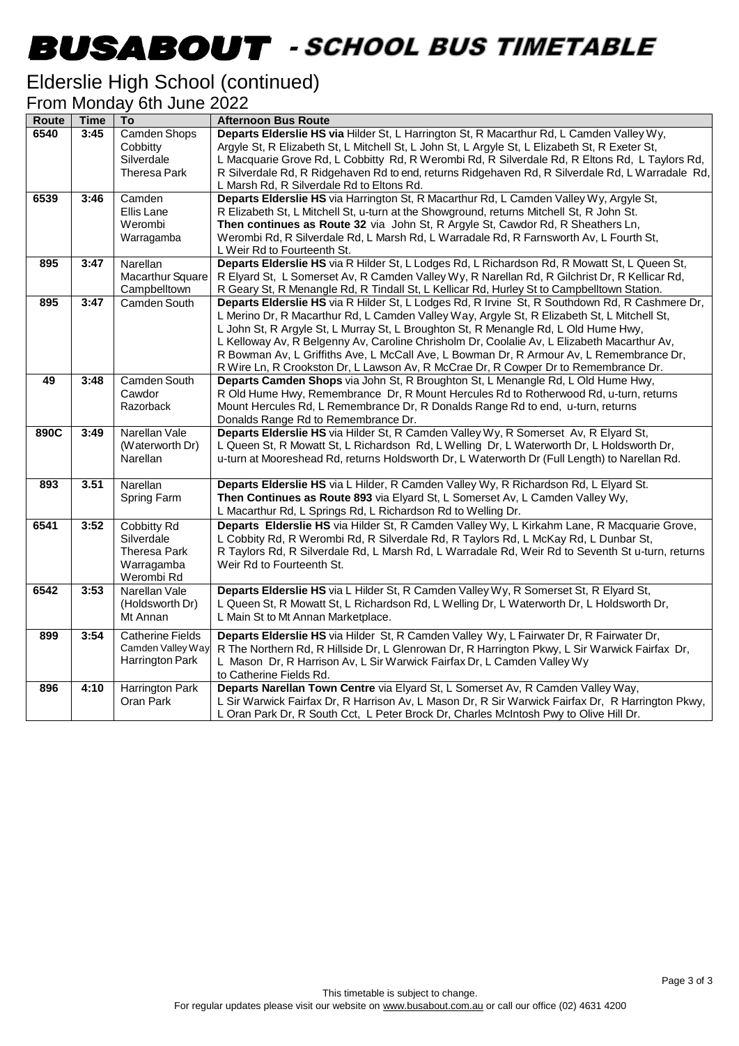# BUSABOUT - SCHOOL BUS TIMETABLE

## Elderslie High School (continued)

### From Monday 6th June 2022

| Route | Time | To | Afternoon Bus Route |
|---|---|---|---|
| 6540 | 3:45 | Camden Shops<br>Cobbitty<br>Silverdale<br>Theresa Park | **Departs Elderslie HS via** Hilder St, L Harrington St, R Macarthur Rd, L Camden Valley Wy, Argyle St, R Elizabeth St, L Mitchell St, L John St, L Argyle St, L Elizabeth St, R Exeter St, L Macquarie Grove Rd, L Cobbitty Rd, R Werombi Rd, R Silverdale Rd, R Eltons Rd, L Taylors Rd, R Silverdale Rd, R Ridgehaven Rd to end, returns Ridgehaven Rd, R Silverdale Rd, L Warradale Rd, L Marsh Rd, R Silverdale Rd to Eltons Rd. |
| 6539 | 3:46 | Camden<br>Ellis Lane<br>Werombi<br>Warragamba | **Departs Elderslie HS** via Harrington St, R Macarthur Rd, L Camden Valley Wy, Argyle St, R Elizabeth St, L Mitchell St, u-turn at the Showground, returns Mitchell St, R John St. **Then continues as Route 32** via John St, R Argyle St, Cawdor Rd, R Sheathers Ln, Werombi Rd, R Silverdale Rd, L Marsh Rd, L Warradale Rd, R Farnsworth Av, L Fourth St, L Weir Rd to Fourteenth St. |
| 895 | 3:47 | Narellan<br>Macarthur Square<br>Campbelltown | **Departs Elderslie HS** via R Hilder St, L Lodges Rd, L Richardson Rd, R Mowatt St, L Queen St, R Elyard St, L Somerset Av, R Camden Valley Wy, R Narellan Rd, R Gilchrist Dr, R Kellicar Rd, R Geary St, R Menangle Rd, R Tindall St, L Kellicar Rd, Hurley St to Campbelltown Station. |
| 895 | 3:47 | Camden South | **Departs Elderslie HS** via R Hilder St, L Lodges Rd, R Irvine St, R Southdown Rd, R Cashmere Dr, L Merino Dr, R Macarthur Rd, L Camden Valley Way, Argyle St, R Elizabeth St, L Mitchell St, L John St, R Argyle St, L Murray St, L Broughton St, R Menangle Rd, L Old Hume Hwy, L Kelloway Av, R Belgenny Av, Caroline Chrisholm Dr, Coolalie Av, L Elizabeth Macarthur Av, R Bowman Av, L Griffiths Ave, L McCall Ave, L Bowman Dr, R Armour Av, L Remembrance Dr, R Wire Ln, R Crookston Dr, L Lawson Av, R McCrae Dr, R Cowper Dr to Remembrance Dr. |
| 49 | 3:48 | Camden South<br>Cawdor<br>Razorback | **Departs Camden Shops** via John St, R Broughton St, L Menangle Rd, L Old Hume Hwy, R Old Hume Hwy, Remembrance Dr, R Mount Hercules Rd to Rotherwood Rd, u-turn, returns Mount Hercules Rd, L Remembrance Dr, R Donalds Range Rd to end, u-turn, returns Donalds Range Rd to Remembrance Dr. |
| 890C | 3:49 | Narellan Vale (Waterworth Dr)<br>Narellan | **Departs Elderslie HS** via Hilder St, R Camden Valley Wy, R Somerset Av, R Elyard St, L Queen St, R Mowatt St, L Richardson Rd, L Welling Dr, L Waterworth Dr, L Holdsworth Dr, u-turn at Mooreshead Rd, returns Holdsworth Dr, L Waterworth Dr (Full Length) to Narellan Rd. |
| 893 | 3.51 | Narellan<br>Spring Farm | **Departs Elderslie HS** via L Hilder, R Camden Valley Wy, R Richardson Rd, L Elyard St. **Then Continues as Route 893** via Elyard St, L Somerset Av, L Camden Valley Wy, L Macarthur Rd, L Springs Rd, L Richardson Rd to Welling Dr. |
| 6541 | 3:52 | Cobbitty Rd<br>Silverdale<br>Theresa Park<br>Warragamba<br>Werombi Rd | **Departs Elderslie HS** via Hilder St, R Camden Valley Wy, L Kirkahm Lane, R Macquarie Grove, L Cobbity Rd, R Werombi Rd, R Silverdale Rd, R Taylors Rd, L McKay Rd, L Dunbar St, R Taylors Rd, R Silverdale Rd, L Marsh Rd, L Warradale Rd, Weir Rd to Seventh St u-turn, returns Weir Rd to Fourteenth St. |
| 6542 | 3:53 | Narellan Vale (Holdsworth Dr)<br>Mt Annan | **Departs Elderslie HS** via L Hilder St, R Camden Valley Wy, R Somerset St, R Elyard St, L Queen St, R Mowatt St, L Richardson Rd, L Welling Dr, L Waterworth Dr, L Holdsworth Dr, L Main St to Mt Annan Marketplace. |
| 899 | 3:54 | Catherine Fields<br>Camden Valley Way<br>Harrington Park | **Departs Elderslie HS** via Hilder St, R Camden Valley Wy, L Fairwater Dr, R Fairwater Dr, R The Northern Rd, R Hillside Dr, L Glenrowan Dr, R Harrington Pkwy, L Sir Warwick Fairfax Dr, L Mason Dr, R Harrison Av, L Sir Warwick Fairfax Dr, L Camden Valley Wy to Catherine Fields Rd. |
| 896 | 4:10 | Harrington Park<br>Oran Park | **Departs Narellan Town Centre** via Elyard St, L Somerset Av, R Camden Valley Way, L Sir Warwick Fairfax Dr, R Harrison Av, L Mason Dr, R Sir Warwick Fairfax Dr, R Harrington Pkwy, L Oran Park Dr, R South Cct, L Peter Brock Dr, Charles McIntosh Pwy to Olive Hill Dr. |

This timetable is subject to change.
For regular updates please visit our website on www.busabout.com.au or call our office (02) 4631 4200